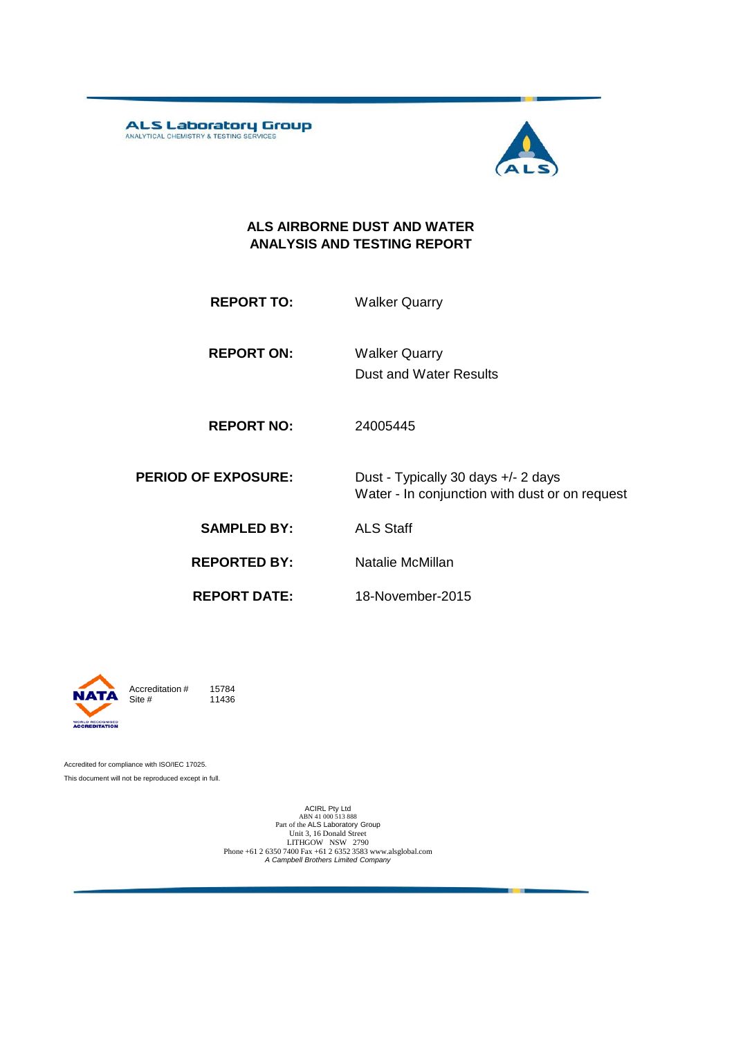**ALS Laboratory Group**
ANALYTICAL CHEMISTRY & TESTING SERVICES

# ALS AIRBORNE DUST AND WATER ANALYSIS AND TESTING REPORT

| | |
|---|---|
| **REPORT TO:** | Walker Quarry |
| **REPORT ON:** | Walker Quarry<br>Dust and Water Results |
| **REPORT NO:** | 24005445 |
| **PERIOD OF EXPOSURE:** | Dust - Typically 30 days +/- 2 days<br>Water - In conjunction with dust or on request |
| **SAMPLED BY:** | ALS Staff |
| **REPORTED BY:** | Natalie McMillan |
| **REPORT DATE:** | 18-November-2015 |

NATA WORLD RECOGNISED ACCREDITATION

Accreditation # 15784
Site # 11436

Accredited for compliance with ISO/IEC 17025.
This document will not be reproduced except in full.

ACIRL Pty Ltd
ABN 41 000 513 888
Part of the ALS Laboratory Group
Unit 3, 16 Donald Street
LITHGOW NSW 2790
Phone +61 2 6350 7400 Fax +61 2 6352 3583 www.alsglobal.com
*A Campbell Brothers Limited Company*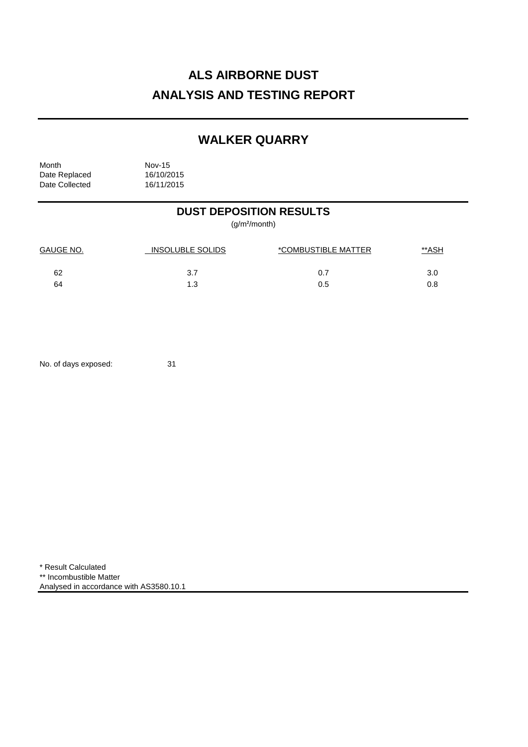# ALS AIRBORNE DUST
# ANALYSIS AND TESTING REPORT

## WALKER QUARRY

Month Nov-15
Date Replaced 16/10/2015
Date Collected 16/11/2015

## DUST DEPOSITION RESULTS

($g/m^2$/month)

| GAUGE NO. | INSOLUBLE SOLIDS | *COMBUSTIBLE MATTER | **ASH |
|---|---|---|---|
| 62 | 3.7 | 0.7 | 3.0 |
| 64 | 1.3 | 0.5 | 0.8 |

No. of days exposed: 31

* Result Calculated
** Incombustible Matter
Analysed in accordance with AS3580.10.1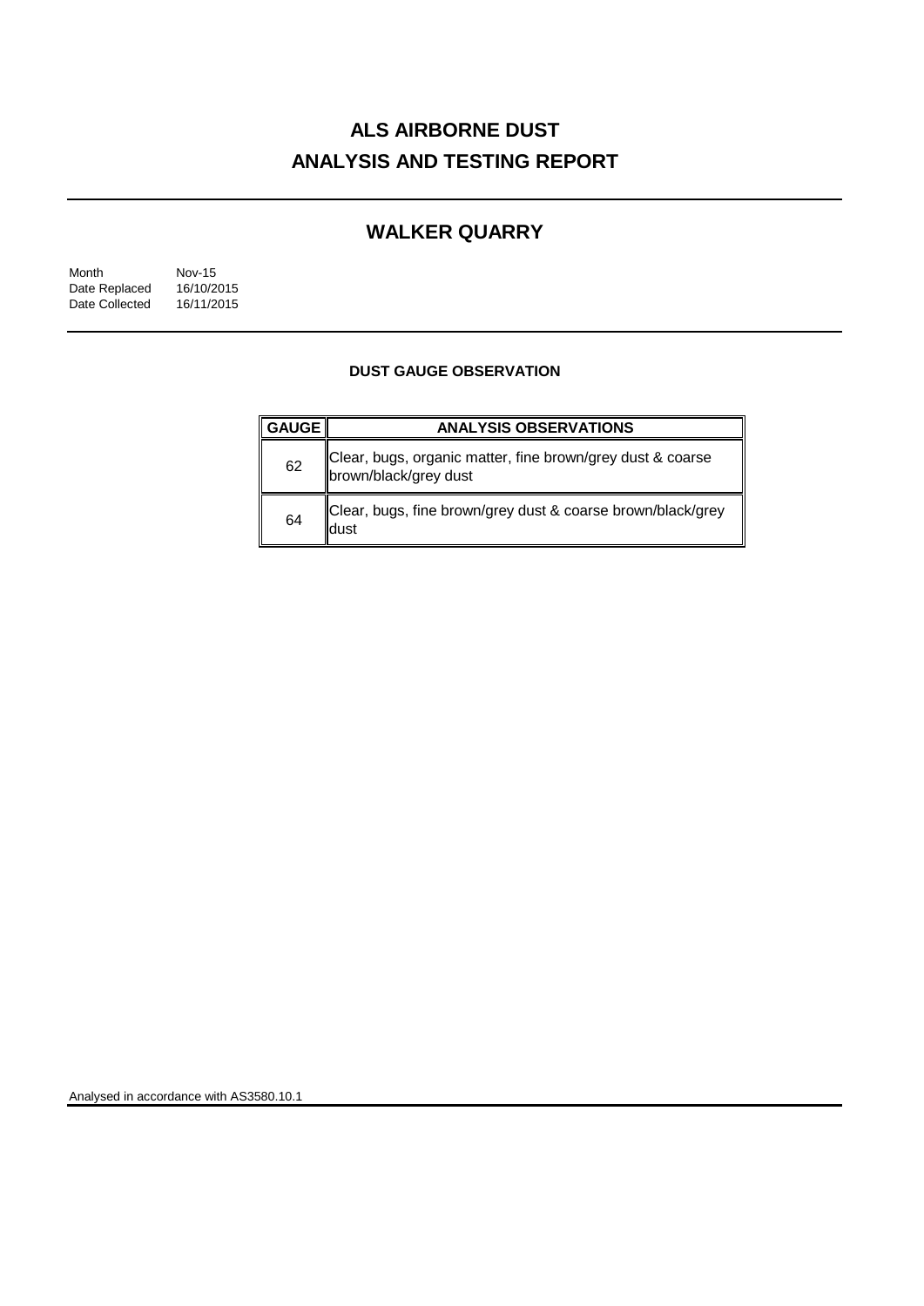# ALS AIRBORNE DUST
# ANALYSIS AND TESTING REPORT

## WALKER QUARRY

| | |
|---|---|
| Month | Nov-15 |
| Date Replaced | 16/10/2015 |
| Date Collected | 16/11/2015 |

### DUST GAUGE OBSERVATION

| GAUGE | ANALYSIS OBSERVATIONS |
|---|---|
| 62 | Clear, bugs, organic matter, fine brown/grey dust & coarse brown/black/grey dust |
| 64 | Clear, bugs, fine brown/grey dust & coarse brown/black/grey dust |

Analysed in accordance with AS3580.10.1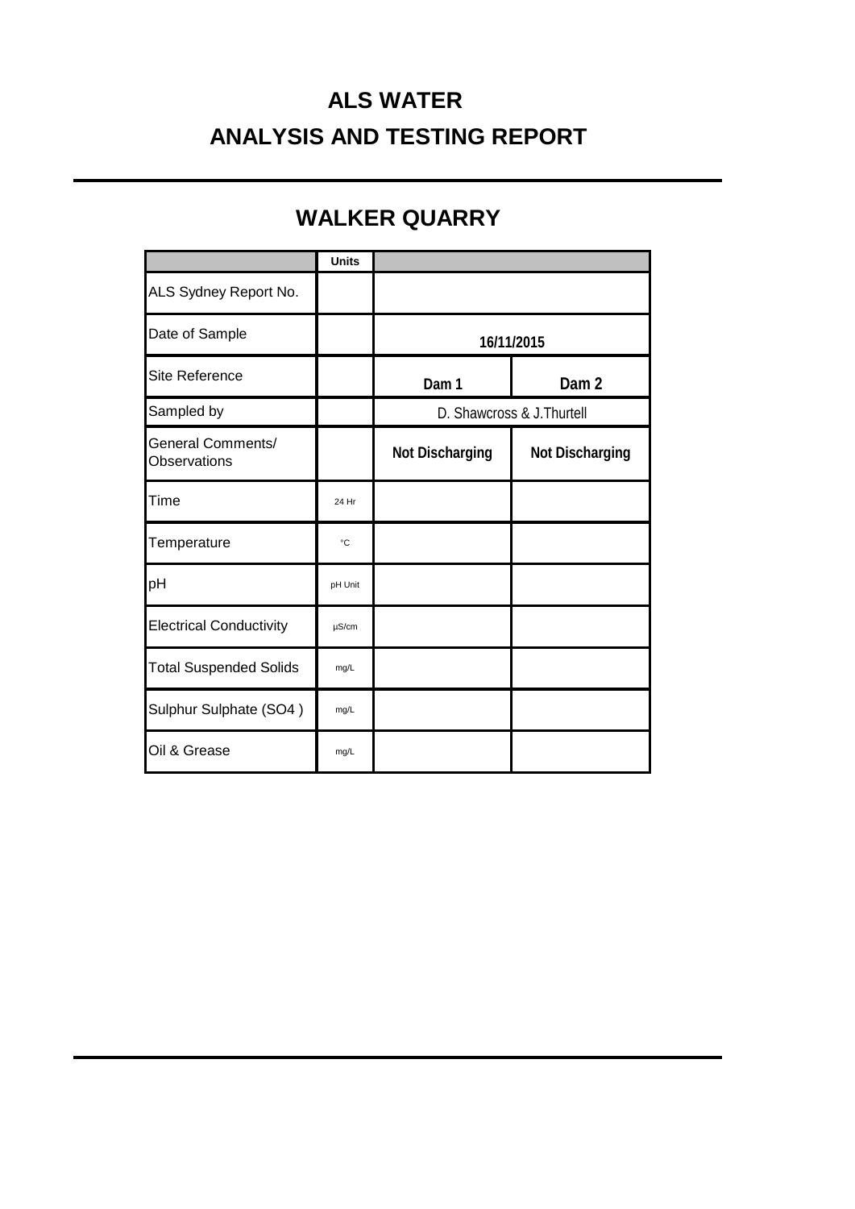# ALS WATER

# ANALYSIS AND TESTING REPORT

## WALKER QUARRY

| | Units | | |
|---|---|---|---|
| ALS Sydney Report No. | | | |
| Date of Sample | | 16/11/2015 | |
| Site Reference | | Dam 1 | Dam 2 |
| Sampled by | | D. Shawcross & J.Thurtell | |
| General Comments/ Observations | | Not Discharging | Not Discharging |
| Time | 24 Hr | | |
| Temperature | °C | | |
| pH | pH Unit | | |
| Electrical Conductivity | µS/cm | | |
| Total Suspended Solids | mg/L | | |
| Sulphur Sulphate (SO4 ) | mg/L | | |
| Oil & Grease | mg/L | | |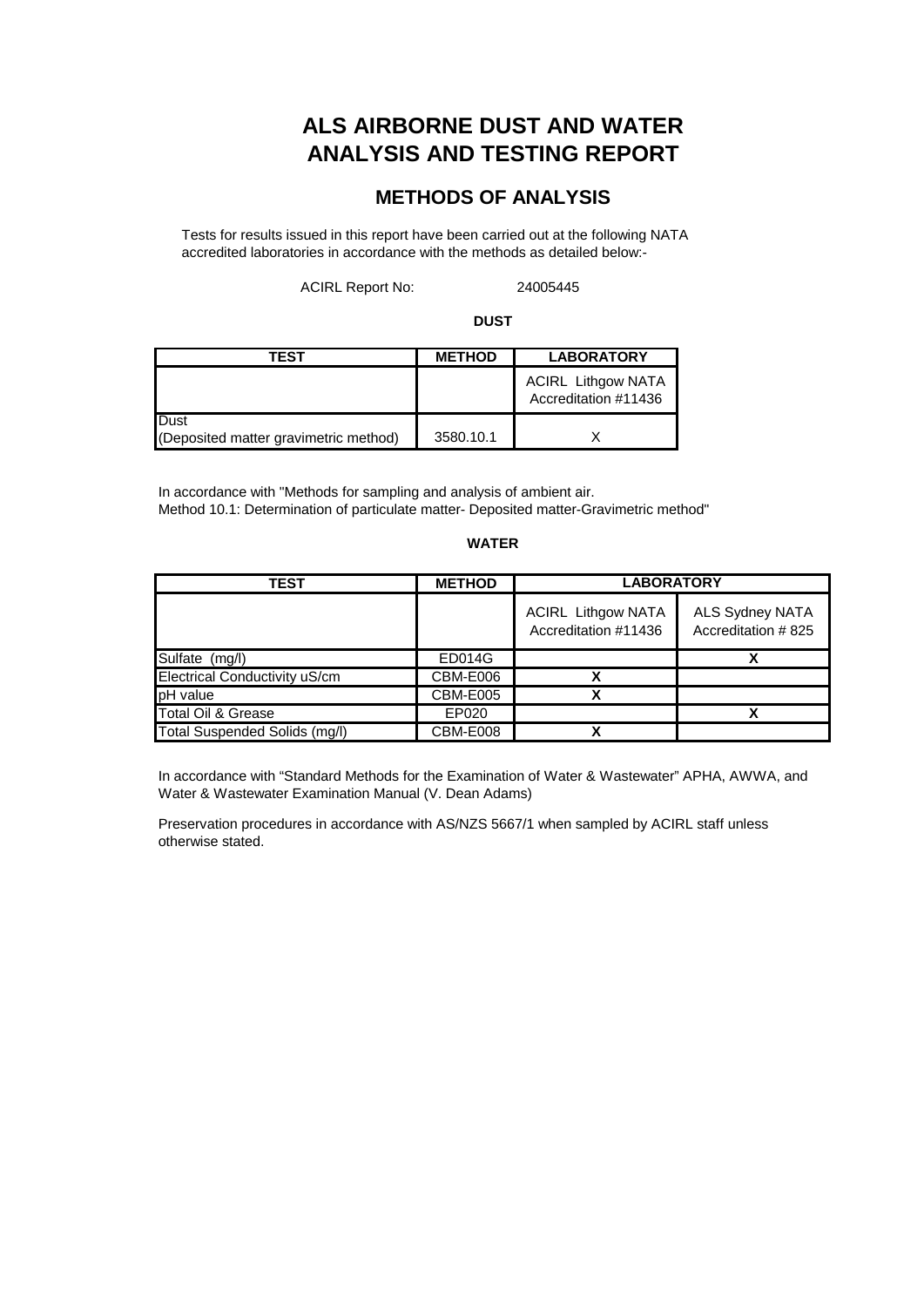# ALS AIRBORNE DUST AND WATER ANALYSIS AND TESTING REPORT

## METHODS OF ANALYSIS

Tests for results issued in this report have been carried out at the following NATA accredited laboratories in accordance with the methods as detailed below:-

ACIRL Report No: 24005445

**DUST**

| TEST | METHOD | LABORATORY |
|---|---|---|
| | | ACIRL Lithgow NATA Accreditation #11436 |
| Dust (Deposited matter gravimetric method) | 3580.10.1 | X |

In accordance with "Methods for sampling and analysis of ambient air.
Method 10.1: Determination of particulate matter- Deposited matter-Gravimetric method"

**WATER**

| TEST | METHOD | LABORATORY | |
|---|---|---|---|
| | | ACIRL Lithgow NATA Accreditation #11436 | ALS Sydney NATA Accreditation # 825 |
| Sulfate (mg/l) | ED014G | | X |
| Electrical Conductivity uS/cm | CBM-E006 | X | |
| pH value | CBM-E005 | X | |
| Total Oil & Grease | EP020 | | X |
| Total Suspended Solids (mg/l) | CBM-E008 | X | |

In accordance with "Standard Methods for the Examination of Water & Wastewater" APHA, AWWA, and Water & Wastewater Examination Manual (V. Dean Adams)

Preservation procedures in accordance with AS/NZS 5667/1 when sampled by ACIRL staff unless otherwise stated.